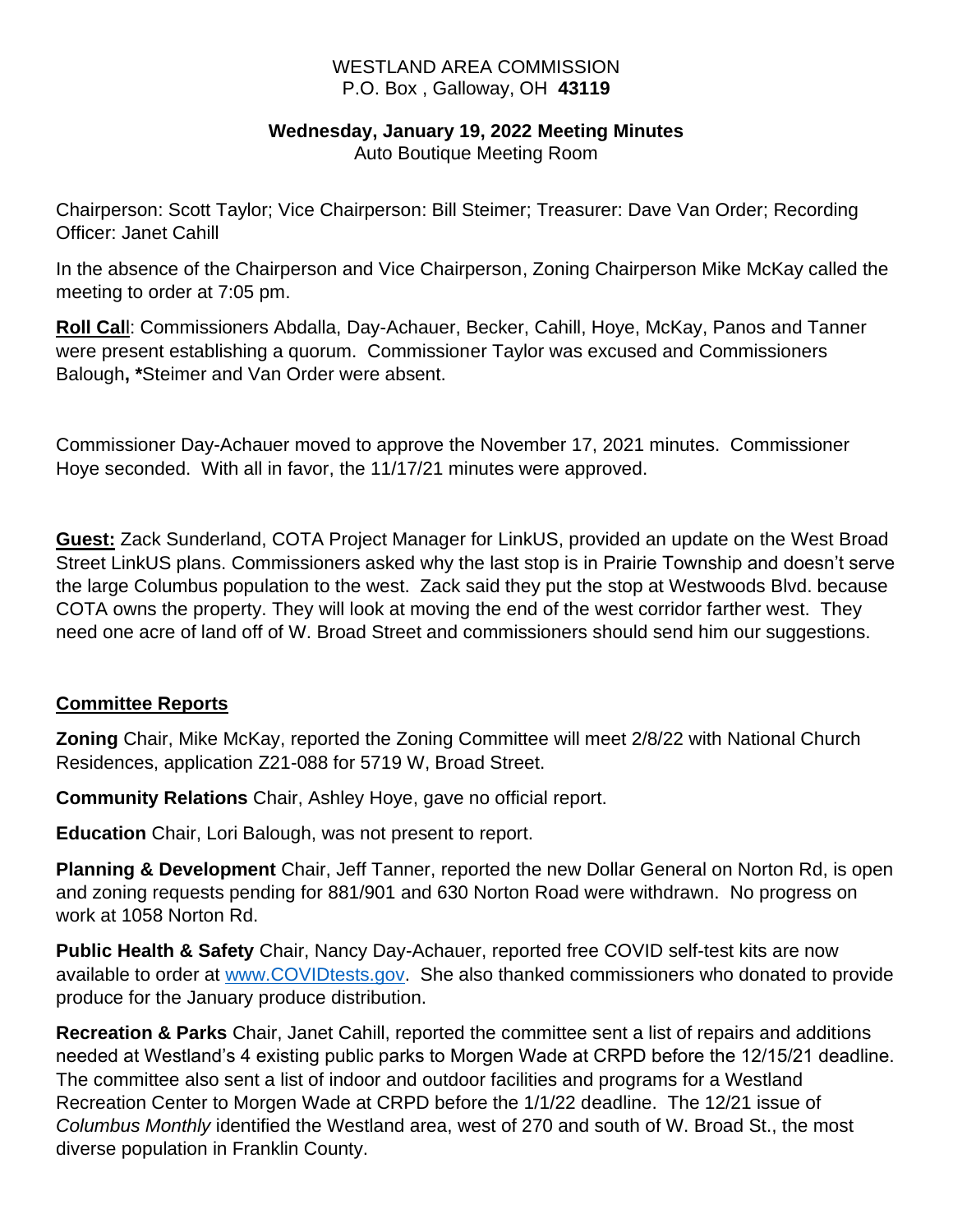WESTLAND AREA COMMISSION
P.O. Box , Galloway, OH **43119**

**Wednesday, January 19, 2022 Meeting Minutes**
Auto Boutique Meeting Room

Chairperson: Scott Taylor; Vice Chairperson: Bill Steimer; Treasurer: Dave Van Order; Recording Officer: Janet Cahill

In the absence of the Chairperson and Vice Chairperson, Zoning Chairperson Mike McKay called the meeting to order at 7:05 pm.

**Roll Call**: Commissioners Abdalla, Day-Achauer, Becker, Cahill, Hoye, McKay, Panos and Tanner were present establishing a quorum. Commissioner Taylor was excused and Commissioners Balough**, \***Steimer and Van Order were absent.

Commissioner Day-Achauer moved to approve the November 17, 2021 minutes. Commissioner Hoye seconded. With all in favor, the 11/17/21 minutes were approved.

**Guest:** Zack Sunderland, COTA Project Manager for LinkUS, provided an update on the West Broad Street LinkUS plans. Commissioners asked why the last stop is in Prairie Township and doesn't serve the large Columbus population to the west. Zack said they put the stop at Westwoods Blvd. because COTA owns the property. They will look at moving the end of the west corridor farther west. They need one acre of land off of W. Broad Street and commissioners should send him our suggestions.

## Committee Reports

**Zoning** Chair, Mike McKay, reported the Zoning Committee will meet 2/8/22 with National Church Residences, application Z21-088 for 5719 W, Broad Street.

**Community Relations** Chair, Ashley Hoye, gave no official report.

**Education** Chair, Lori Balough, was not present to report.

**Planning & Development** Chair, Jeff Tanner, reported the new Dollar General on Norton Rd, is open and zoning requests pending for 881/901 and 630 Norton Road were withdrawn. No progress on work at 1058 Norton Rd.

**Public Health & Safety** Chair, Nancy Day-Achauer, reported free COVID self-test kits are now available to order at [www.COVIDtests.gov](http://www.COVIDtests.gov). She also thanked commissioners who donated to provide produce for the January produce distribution.

**Recreation & Parks** Chair, Janet Cahill, reported the committee sent a list of repairs and additions needed at Westland's 4 existing public parks to Morgen Wade at CRPD before the 12/15/21 deadline. The committee also sent a list of indoor and outdoor facilities and programs for a Westland Recreation Center to Morgen Wade at CRPD before the 1/1/22 deadline. The 12/21 issue of *Columbus Monthly* identified the Westland area, west of 270 and south of W. Broad St., the most diverse population in Franklin County.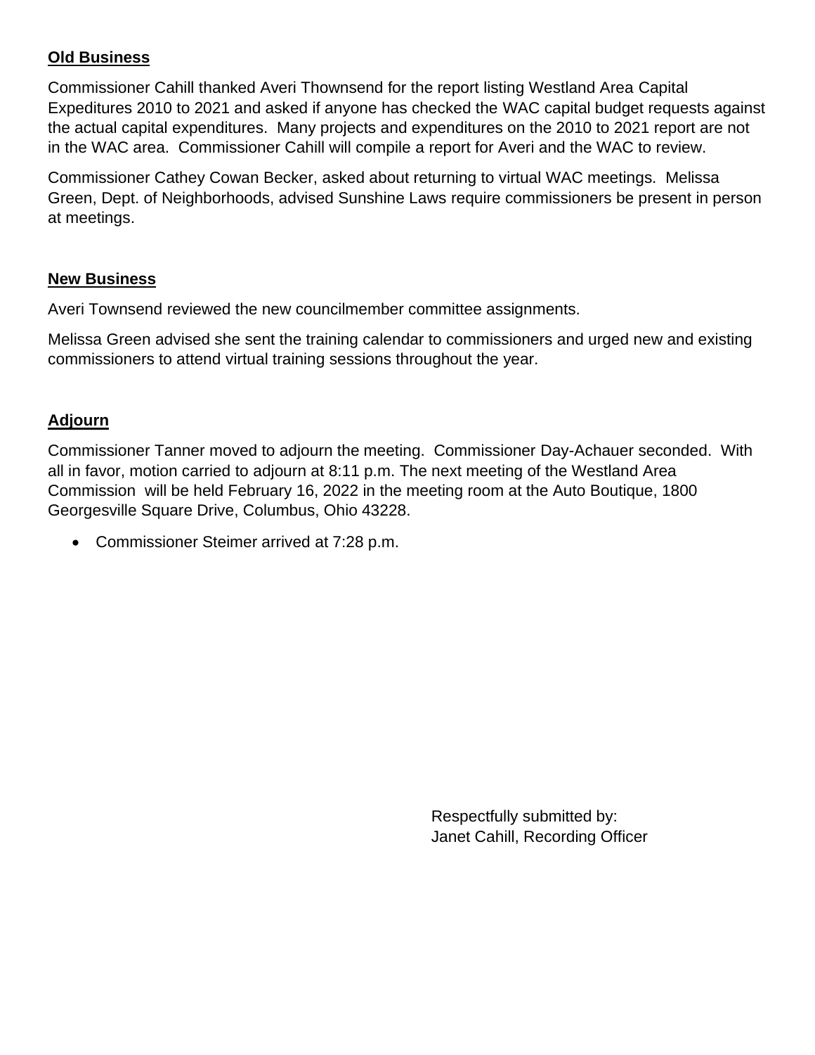**Old Business**

Commissioner Cahill thanked Averi Thownsend for the report listing Westland Area Capital Expeditures 2010 to 2021 and asked if anyone has checked the WAC capital budget requests against the actual capital expenditures. Many projects and expenditures on the 2010 to 2021 report are not in the WAC area. Commissioner Cahill will compile a report for Averi and the WAC to review.

Commissioner Cathey Cowan Becker, asked about returning to virtual WAC meetings. Melissa Green, Dept. of Neighborhoods, advised Sunshine Laws require commissioners be present in person at meetings.

**New Business**

Averi Townsend reviewed the new councilmember committee assignments.

Melissa Green advised she sent the training calendar to commissioners and urged new and existing commissioners to attend virtual training sessions throughout the year.

**Adjourn**

Commissioner Tanner moved to adjourn the meeting. Commissioner Day-Achauer seconded. With all in favor, motion carried to adjourn at 8:11 p.m. The next meeting of the Westland Area Commission will be held February 16, 2022 in the meeting room at the Auto Boutique, 1800 Georgesville Square Drive, Columbus, Ohio 43228.

- Commissioner Steimer arrived at 7:28 p.m.

Respectfully submitted by:
Janet Cahill, Recording Officer